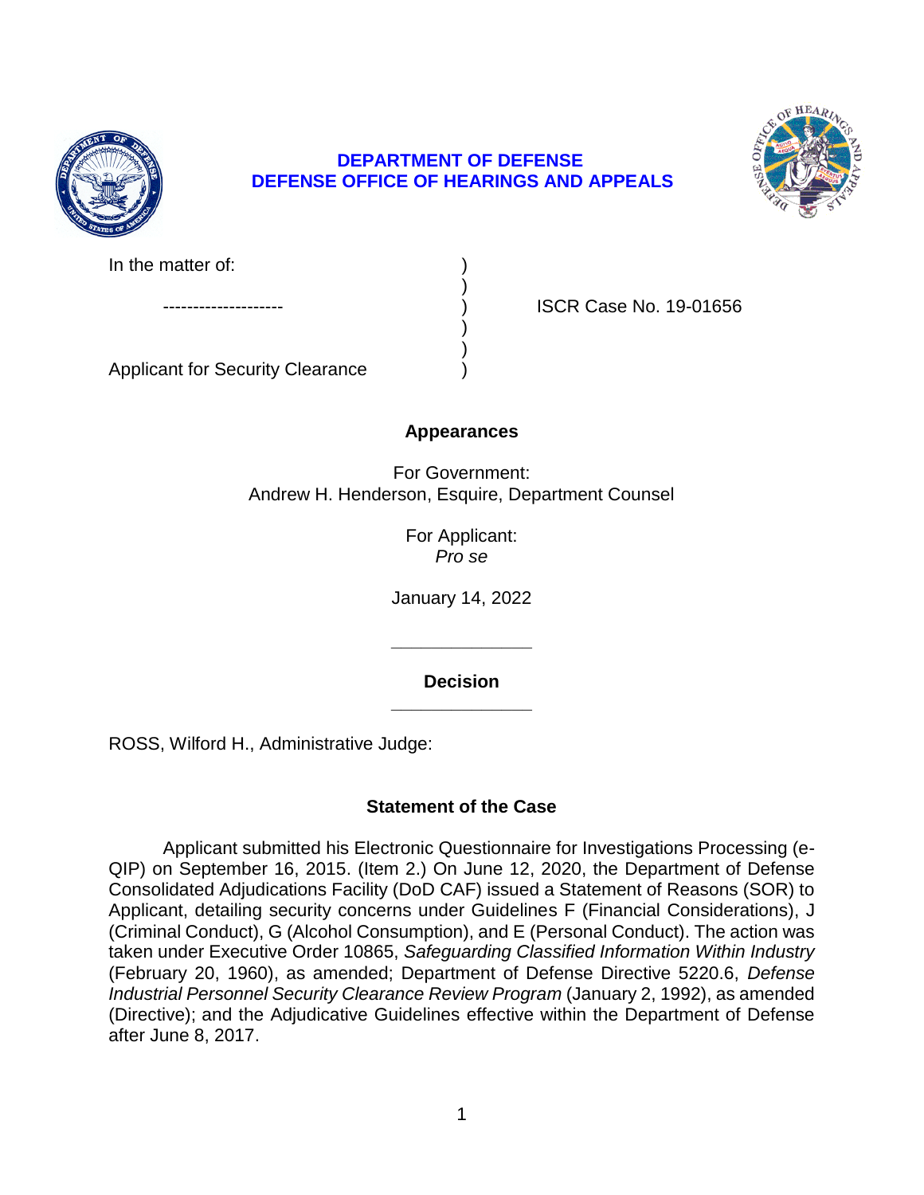**DEPARTMENT OF DEFENSE**
**DEFENSE OFFICE OF HEARINGS AND APPEALS**

| | | |
|---|---|---|
| In the matter of: | ) | |
| | ) | |
| -------------------- | ) | ISCR Case No. 19-01656 |
| | ) | |
| | ) | |
| Applicant for Security Clearance | ) | |

**Appearances**

For Government:
Andrew H. Henderson, Esquire, Department Counsel

For Applicant:
*Pro se*

January 14, 2022

______________

**Decision**

______________

ROSS, Wilford H., Administrative Judge:

## Statement of the Case

Applicant submitted his Electronic Questionnaire for Investigations Processing (e-QIP) on September 16, 2015. (Item 2.) On June 12, 2020, the Department of Defense Consolidated Adjudications Facility (DoD CAF) issued a Statement of Reasons (SOR) to Applicant, detailing security concerns under Guidelines F (Financial Considerations), J (Criminal Conduct), G (Alcohol Consumption), and E (Personal Conduct). The action was taken under Executive Order 10865, *Safeguarding Classified Information Within Industry* (February 20, 1960), as amended; Department of Defense Directive 5220.6, *Defense Industrial Personnel Security Clearance Review Program* (January 2, 1992), as amended (Directive); and the Adjudicative Guidelines effective within the Department of Defense after June 8, 2017.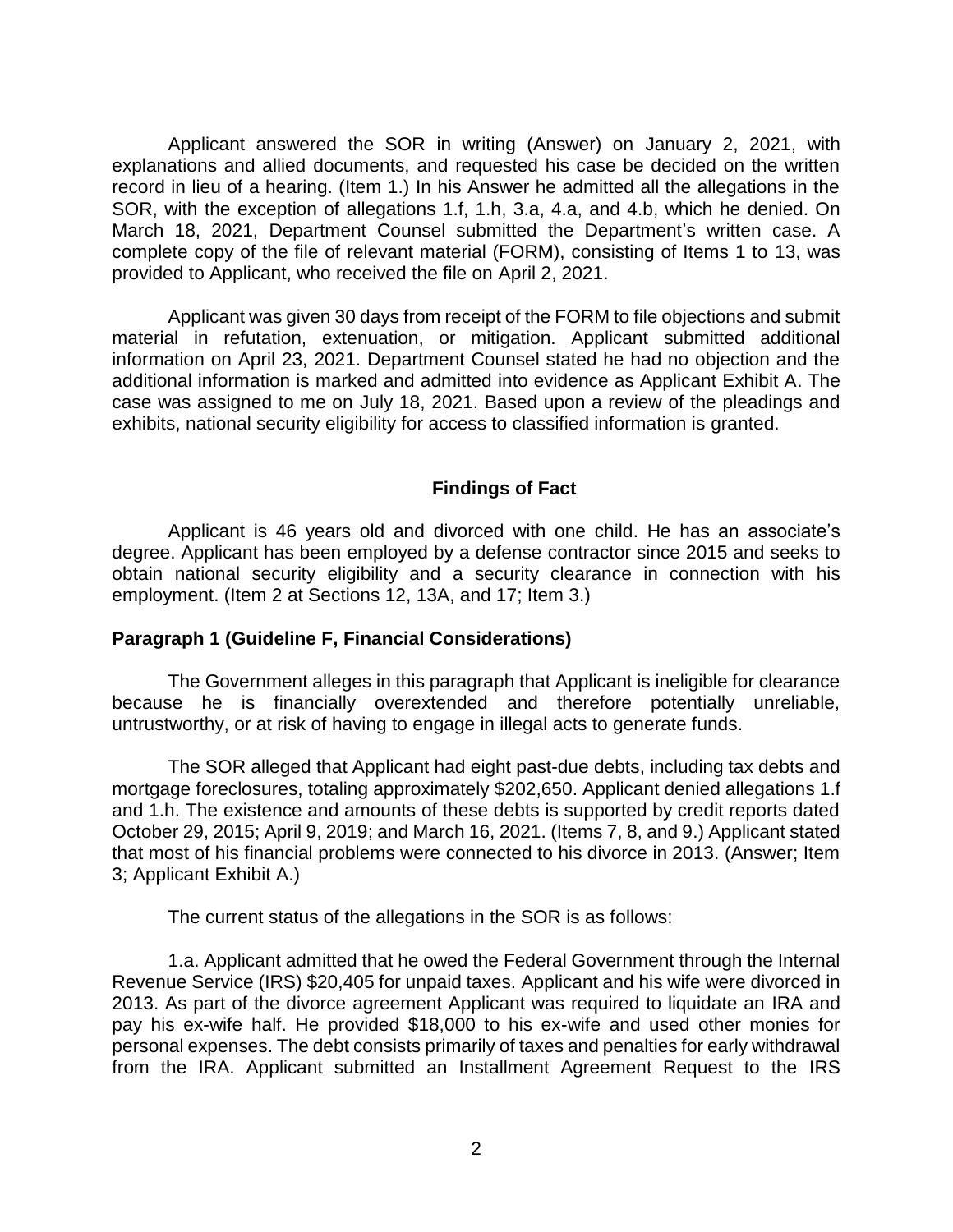Applicant answered the SOR in writing (Answer) on January 2, 2021, with explanations and allied documents, and requested his case be decided on the written record in lieu of a hearing. (Item 1.) In his Answer he admitted all the allegations in the SOR, with the exception of allegations 1.f, 1.h, 3.a, 4.a, and 4.b, which he denied. On March 18, 2021, Department Counsel submitted the Department's written case. A complete copy of the file of relevant material (FORM), consisting of Items 1 to 13, was provided to Applicant, who received the file on April 2, 2021.

Applicant was given 30 days from receipt of the FORM to file objections and submit material in refutation, extenuation, or mitigation. Applicant submitted additional information on April 23, 2021. Department Counsel stated he had no objection and the additional information is marked and admitted into evidence as Applicant Exhibit A. The case was assigned to me on July 18, 2021. Based upon a review of the pleadings and exhibits, national security eligibility for access to classified information is granted.

## Findings of Fact

Applicant is 46 years old and divorced with one child. He has an associate's degree. Applicant has been employed by a defense contractor since 2015 and seeks to obtain national security eligibility and a security clearance in connection with his employment. (Item 2 at Sections 12, 13A, and 17; Item 3.)

### Paragraph 1 (Guideline F, Financial Considerations)

The Government alleges in this paragraph that Applicant is ineligible for clearance because he is financially overextended and therefore potentially unreliable, untrustworthy, or at risk of having to engage in illegal acts to generate funds.

The SOR alleged that Applicant had eight past-due debts, including tax debts and mortgage foreclosures, totaling approximately $202,650. Applicant denied allegations 1.f and 1.h. The existence and amounts of these debts is supported by credit reports dated October 29, 2015; April 9, 2019; and March 16, 2021. (Items 7, 8, and 9.) Applicant stated that most of his financial problems were connected to his divorce in 2013. (Answer; Item 3; Applicant Exhibit A.)

The current status of the allegations in the SOR is as follows:

1.a. Applicant admitted that he owed the Federal Government through the Internal Revenue Service (IRS) $20,405 for unpaid taxes. Applicant and his wife were divorced in 2013. As part of the divorce agreement Applicant was required to liquidate an IRA and pay his ex-wife half. He provided $18,000 to his ex-wife and used other monies for personal expenses. The debt consists primarily of taxes and penalties for early withdrawal from the IRA. Applicant submitted an Installment Agreement Request to the IRS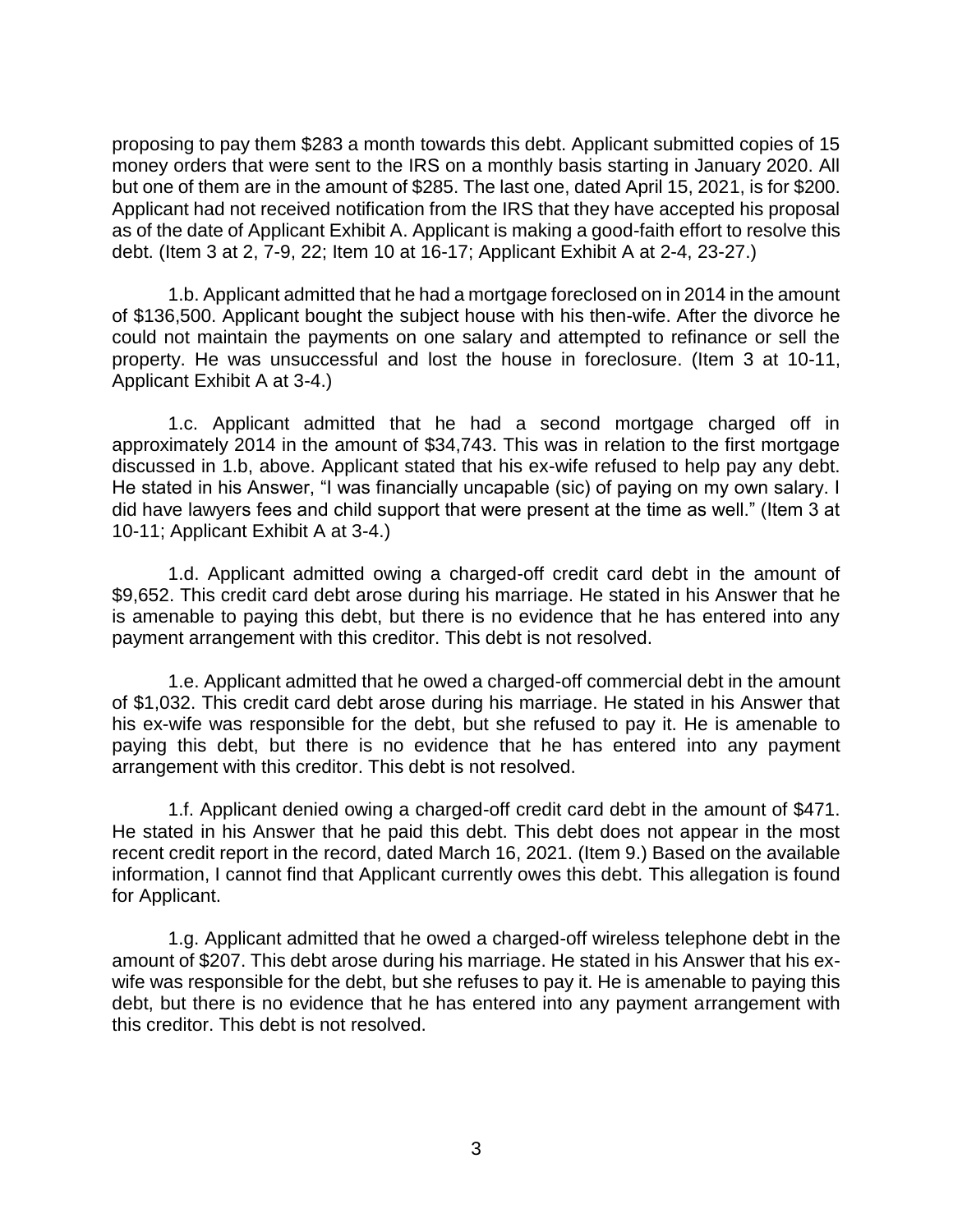proposing to pay them $283 a month towards this debt. Applicant submitted copies of 15 money orders that were sent to the IRS on a monthly basis starting in January 2020. All but one of them are in the amount of $285. The last one, dated April 15, 2021, is for $200. Applicant had not received notification from the IRS that they have accepted his proposal as of the date of Applicant Exhibit A. Applicant is making a good-faith effort to resolve this debt. (Item 3 at 2, 7-9, 22; Item 10 at 16-17; Applicant Exhibit A at 2-4, 23-27.)

1.b. Applicant admitted that he had a mortgage foreclosed on in 2014 in the amount of $136,500. Applicant bought the subject house with his then-wife. After the divorce he could not maintain the payments on one salary and attempted to refinance or sell the property. He was unsuccessful and lost the house in foreclosure. (Item 3 at 10-11, Applicant Exhibit A at 3-4.)

1.c. Applicant admitted that he had a second mortgage charged off in approximately 2014 in the amount of $34,743. This was in relation to the first mortgage discussed in 1.b, above. Applicant stated that his ex-wife refused to help pay any debt. He stated in his Answer, "I was financially uncapable (sic) of paying on my own salary. I did have lawyers fees and child support that were present at the time as well." (Item 3 at 10-11; Applicant Exhibit A at 3-4.)

1.d. Applicant admitted owing a charged-off credit card debt in the amount of $9,652. This credit card debt arose during his marriage. He stated in his Answer that he is amenable to paying this debt, but there is no evidence that he has entered into any payment arrangement with this creditor. This debt is not resolved.

1.e. Applicant admitted that he owed a charged-off commercial debt in the amount of $1,032. This credit card debt arose during his marriage. He stated in his Answer that his ex-wife was responsible for the debt, but she refused to pay it. He is amenable to paying this debt, but there is no evidence that he has entered into any payment arrangement with this creditor. This debt is not resolved.

1.f. Applicant denied owing a charged-off credit card debt in the amount of $471. He stated in his Answer that he paid this debt. This debt does not appear in the most recent credit report in the record, dated March 16, 2021. (Item 9.) Based on the available information, I cannot find that Applicant currently owes this debt. This allegation is found for Applicant.

1.g. Applicant admitted that he owed a charged-off wireless telephone debt in the amount of $207. This debt arose during his marriage. He stated in his Answer that his ex-wife was responsible for the debt, but she refuses to pay it. He is amenable to paying this debt, but there is no evidence that he has entered into any payment arrangement with this creditor. This debt is not resolved.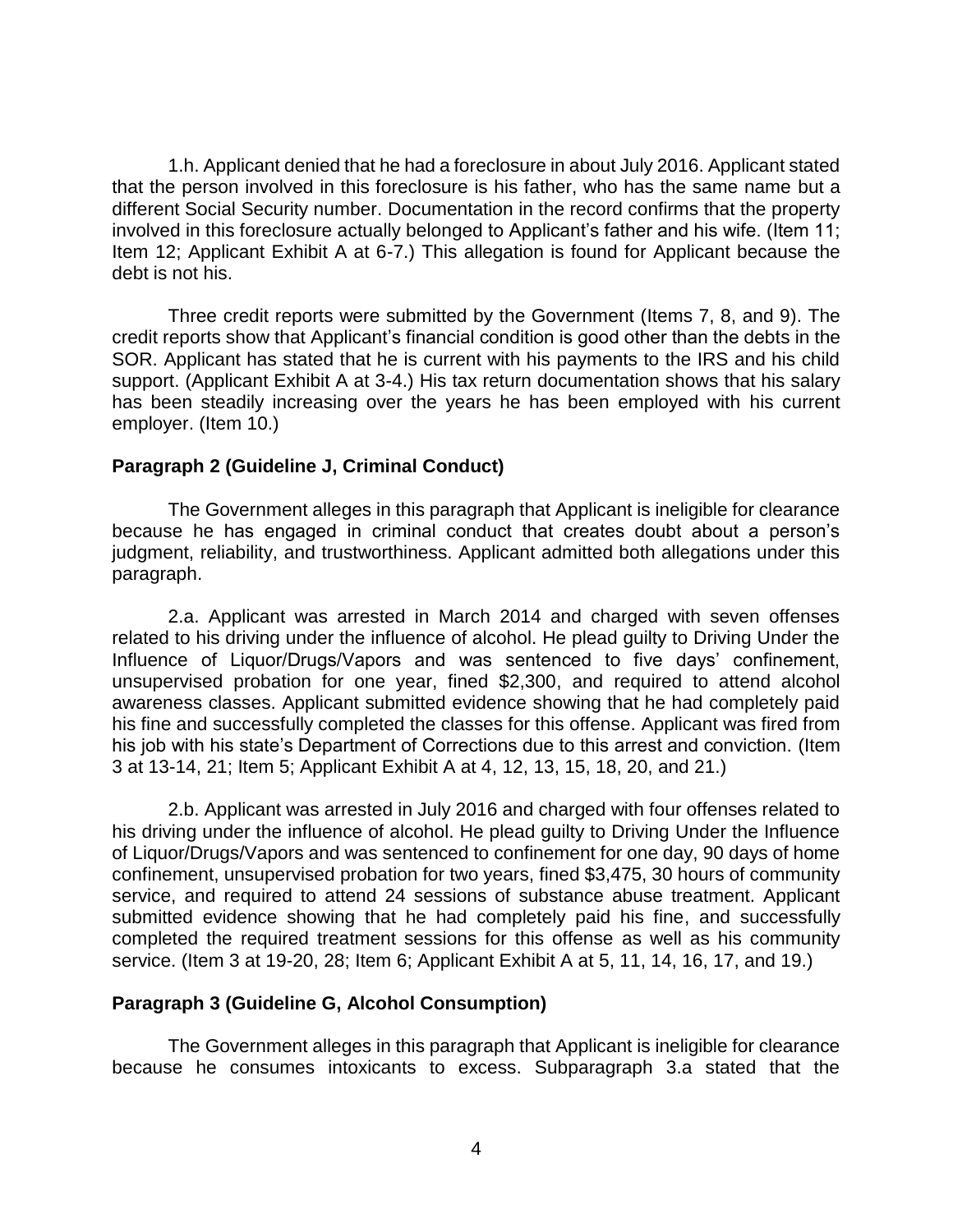1.h. Applicant denied that he had a foreclosure in about July 2016. Applicant stated that the person involved in this foreclosure is his father, who has the same name but a different Social Security number. Documentation in the record confirms that the property involved in this foreclosure actually belonged to Applicant's father and his wife. (Item 11; Item 12; Applicant Exhibit A at 6-7.) This allegation is found for Applicant because the debt is not his.

Three credit reports were submitted by the Government (Items 7, 8, and 9). The credit reports show that Applicant's financial condition is good other than the debts in the SOR. Applicant has stated that he is current with his payments to the IRS and his child support. (Applicant Exhibit A at 3-4.) His tax return documentation shows that his salary has been steadily increasing over the years he has been employed with his current employer. (Item 10.)

**Paragraph 2 (Guideline J, Criminal Conduct)**

The Government alleges in this paragraph that Applicant is ineligible for clearance because he has engaged in criminal conduct that creates doubt about a person's judgment, reliability, and trustworthiness. Applicant admitted both allegations under this paragraph.

2.a. Applicant was arrested in March 2014 and charged with seven offenses related to his driving under the influence of alcohol. He plead guilty to Driving Under the Influence of Liquor/Drugs/Vapors and was sentenced to five days' confinement, unsupervised probation for one year, fined $2,300, and required to attend alcohol awareness classes. Applicant submitted evidence showing that he had completely paid his fine and successfully completed the classes for this offense. Applicant was fired from his job with his state's Department of Corrections due to this arrest and conviction. (Item 3 at 13-14, 21; Item 5; Applicant Exhibit A at 4, 12, 13, 15, 18, 20, and 21.)

2.b. Applicant was arrested in July 2016 and charged with four offenses related to his driving under the influence of alcohol. He plead guilty to Driving Under the Influence of Liquor/Drugs/Vapors and was sentenced to confinement for one day, 90 days of home confinement, unsupervised probation for two years, fined $3,475, 30 hours of community service, and required to attend 24 sessions of substance abuse treatment. Applicant submitted evidence showing that he had completely paid his fine, and successfully completed the required treatment sessions for this offense as well as his community service. (Item 3 at 19-20, 28; Item 6; Applicant Exhibit A at 5, 11, 14, 16, 17, and 19.)

**Paragraph 3 (Guideline G, Alcohol Consumption)**

The Government alleges in this paragraph that Applicant is ineligible for clearance because he consumes intoxicants to excess. Subparagraph 3.a stated that the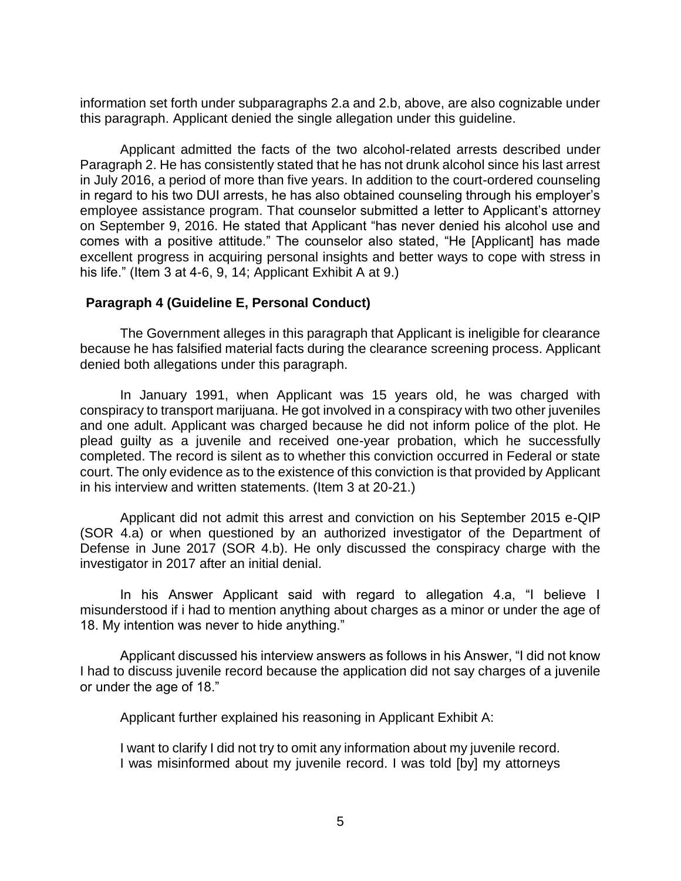information set forth under subparagraphs 2.a and 2.b, above, are also cognizable under this paragraph. Applicant denied the single allegation under this guideline.

Applicant admitted the facts of the two alcohol-related arrests described under Paragraph 2. He has consistently stated that he has not drunk alcohol since his last arrest in July 2016, a period of more than five years. In addition to the court-ordered counseling in regard to his two DUI arrests, he has also obtained counseling through his employer's employee assistance program. That counselor submitted a letter to Applicant's attorney on September 9, 2016. He stated that Applicant "has never denied his alcohol use and comes with a positive attitude." The counselor also stated, "He [Applicant] has made excellent progress in acquiring personal insights and better ways to cope with stress in his life." (Item 3 at 4-6, 9, 14; Applicant Exhibit A at 9.)

**Paragraph 4 (Guideline E, Personal Conduct)**

The Government alleges in this paragraph that Applicant is ineligible for clearance because he has falsified material facts during the clearance screening process. Applicant denied both allegations under this paragraph.

In January 1991, when Applicant was 15 years old, he was charged with conspiracy to transport marijuana. He got involved in a conspiracy with two other juveniles and one adult. Applicant was charged because he did not inform police of the plot. He plead guilty as a juvenile and received one-year probation, which he successfully completed. The record is silent as to whether this conviction occurred in Federal or state court. The only evidence as to the existence of this conviction is that provided by Applicant in his interview and written statements. (Item 3 at 20-21.)

Applicant did not admit this arrest and conviction on his September 2015 e-QIP (SOR 4.a) or when questioned by an authorized investigator of the Department of Defense in June 2017 (SOR 4.b). He only discussed the conspiracy charge with the investigator in 2017 after an initial denial.

In his Answer Applicant said with regard to allegation 4.a, "I believe I misunderstood if i had to mention anything about charges as a minor or under the age of 18. My intention was never to hide anything."

Applicant discussed his interview answers as follows in his Answer, "I did not know I had to discuss juvenile record because the application did not say charges of a juvenile or under the age of 18."

Applicant further explained his reasoning in Applicant Exhibit A:

> I want to clarify I did not try to omit any information about my juvenile record. I was misinformed about my juvenile record. I was told [by] my attorneys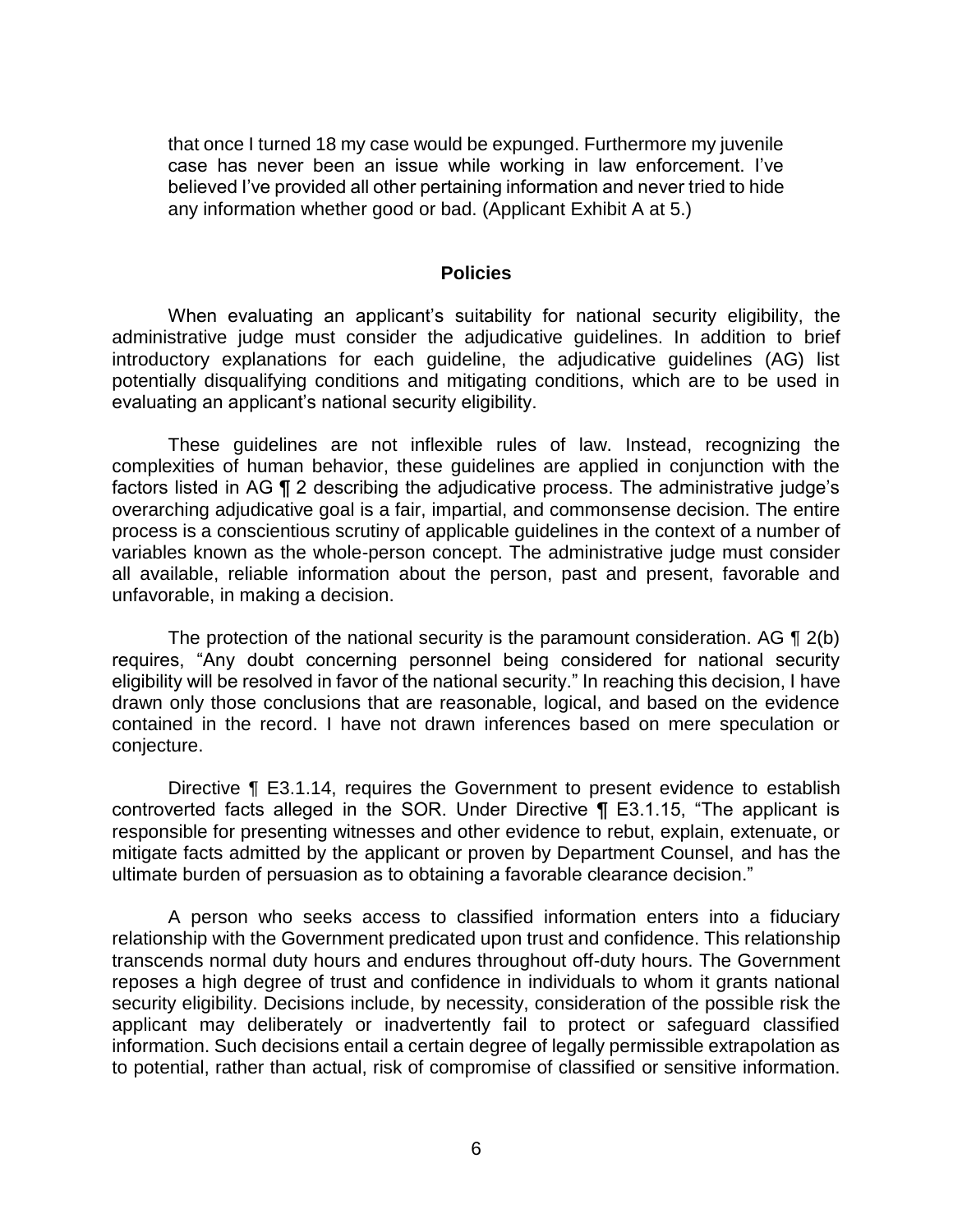> that once I turned 18 my case would be expunged. Furthermore my juvenile case has never been an issue while working in law enforcement. I've believed I've provided all other pertaining information and never tried to hide any information whether good or bad. (Applicant Exhibit A at 5.)

## Policies

When evaluating an applicant's suitability for national security eligibility, the administrative judge must consider the adjudicative guidelines. In addition to brief introductory explanations for each guideline, the adjudicative guidelines (AG) list potentially disqualifying conditions and mitigating conditions, which are to be used in evaluating an applicant's national security eligibility.

These guidelines are not inflexible rules of law. Instead, recognizing the complexities of human behavior, these guidelines are applied in conjunction with the factors listed in AG ¶ 2 describing the adjudicative process. The administrative judge's overarching adjudicative goal is a fair, impartial, and commonsense decision. The entire process is a conscientious scrutiny of applicable guidelines in the context of a number of variables known as the whole-person concept. The administrative judge must consider all available, reliable information about the person, past and present, favorable and unfavorable, in making a decision.

The protection of the national security is the paramount consideration. AG ¶ 2(b) requires, "Any doubt concerning personnel being considered for national security eligibility will be resolved in favor of the national security." In reaching this decision, I have drawn only those conclusions that are reasonable, logical, and based on the evidence contained in the record. I have not drawn inferences based on mere speculation or conjecture.

Directive ¶ E3.1.14, requires the Government to present evidence to establish controverted facts alleged in the SOR. Under Directive ¶ E3.1.15, "The applicant is responsible for presenting witnesses and other evidence to rebut, explain, extenuate, or mitigate facts admitted by the applicant or proven by Department Counsel, and has the ultimate burden of persuasion as to obtaining a favorable clearance decision."

A person who seeks access to classified information enters into a fiduciary relationship with the Government predicated upon trust and confidence. This relationship transcends normal duty hours and endures throughout off-duty hours. The Government reposes a high degree of trust and confidence in individuals to whom it grants national security eligibility. Decisions include, by necessity, consideration of the possible risk the applicant may deliberately or inadvertently fail to protect or safeguard classified information. Such decisions entail a certain degree of legally permissible extrapolation as to potential, rather than actual, risk of compromise of classified or sensitive information.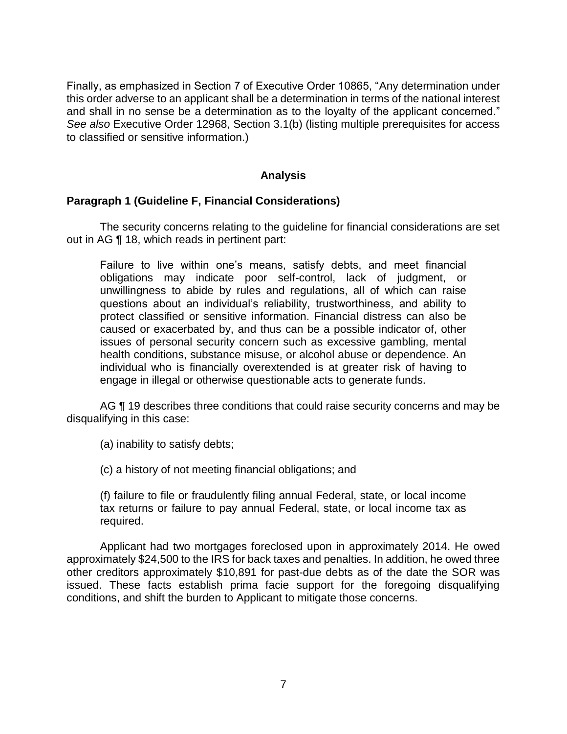Finally, as emphasized in Section 7 of Executive Order 10865, "Any determination under this order adverse to an applicant shall be a determination in terms of the national interest and shall in no sense be a determination as to the loyalty of the applicant concerned." *See also* Executive Order 12968, Section 3.1(b) (listing multiple prerequisites for access to classified or sensitive information.)

## Analysis

### Paragraph 1 (Guideline F, Financial Considerations)

The security concerns relating to the guideline for financial considerations are set out in AG ¶ 18, which reads in pertinent part:

> Failure to live within one's means, satisfy debts, and meet financial obligations may indicate poor self-control, lack of judgment, or unwillingness to abide by rules and regulations, all of which can raise questions about an individual's reliability, trustworthiness, and ability to protect classified or sensitive information. Financial distress can also be caused or exacerbated by, and thus can be a possible indicator of, other issues of personal security concern such as excessive gambling, mental health conditions, substance misuse, or alcohol abuse or dependence. An individual who is financially overextended is at greater risk of having to engage in illegal or otherwise questionable acts to generate funds.

AG ¶ 19 describes three conditions that could raise security concerns and may be disqualifying in this case:

> (a) inability to satisfy debts;
>
> (c) a history of not meeting financial obligations; and
>
> (f) failure to file or fraudulently filing annual Federal, state, or local income tax returns or failure to pay annual Federal, state, or local income tax as required.

Applicant had two mortgages foreclosed upon in approximately 2014. He owed approximately $24,500 to the IRS for back taxes and penalties. In addition, he owed three other creditors approximately $10,891 for past-due debts as of the date the SOR was issued. These facts establish prima facie support for the foregoing disqualifying conditions, and shift the burden to Applicant to mitigate those concerns.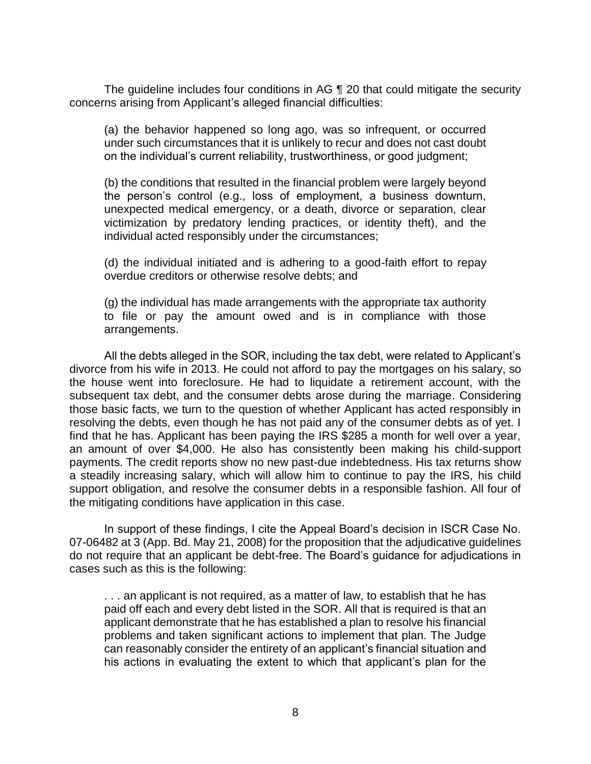The guideline includes four conditions in AG ¶ 20 that could mitigate the security concerns arising from Applicant's alleged financial difficulties:

> (a) the behavior happened so long ago, was so infrequent, or occurred under such circumstances that it is unlikely to recur and does not cast doubt on the individual's current reliability, trustworthiness, or good judgment;
>
> (b) the conditions that resulted in the financial problem were largely beyond the person's control (e.g., loss of employment, a business downturn, unexpected medical emergency, or a death, divorce or separation, clear victimization by predatory lending practices, or identity theft), and the individual acted responsibly under the circumstances;
>
> (d) the individual initiated and is adhering to a good-faith effort to repay overdue creditors or otherwise resolve debts; and
>
> (g) the individual has made arrangements with the appropriate tax authority to file or pay the amount owed and is in compliance with those arrangements.

All the debts alleged in the SOR, including the tax debt, were related to Applicant's divorce from his wife in 2013. He could not afford to pay the mortgages on his salary, so the house went into foreclosure. He had to liquidate a retirement account, with the subsequent tax debt, and the consumer debts arose during the marriage. Considering those basic facts, we turn to the question of whether Applicant has acted responsibly in resolving the debts, even though he has not paid any of the consumer debts as of yet. I find that he has. Applicant has been paying the IRS $285 a month for well over a year, an amount of over $4,000. He also has consistently been making his child-support payments. The credit reports show no new past-due indebtedness. His tax returns show a steadily increasing salary, which will allow him to continue to pay the IRS, his child support obligation, and resolve the consumer debts in a responsible fashion. All four of the mitigating conditions have application in this case.

In support of these findings, I cite the Appeal Board's decision in ISCR Case No. 07-06482 at 3 (App. Bd. May 21, 2008) for the proposition that the adjudicative guidelines do not require that an applicant be debt-free. The Board's guidance for adjudications in cases such as this is the following:

> . . . an applicant is not required, as a matter of law, to establish that he has paid off each and every debt listed in the SOR. All that is required is that an applicant demonstrate that he has established a plan to resolve his financial problems and taken significant actions to implement that plan. The Judge can reasonably consider the entirety of an applicant's financial situation and his actions in evaluating the extent to which that applicant's plan for the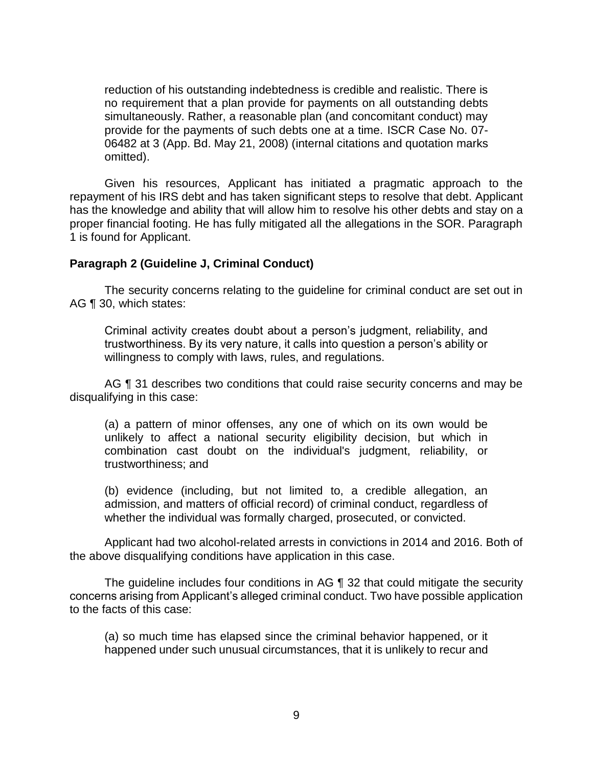> reduction of his outstanding indebtedness is credible and realistic. There is no requirement that a plan provide for payments on all outstanding debts simultaneously. Rather, a reasonable plan (and concomitant conduct) may provide for the payments of such debts one at a time. ISCR Case No. 07-06482 at 3 (App. Bd. May 21, 2008) (internal citations and quotation marks omitted).

Given his resources, Applicant has initiated a pragmatic approach to the repayment of his IRS debt and has taken significant steps to resolve that debt. Applicant has the knowledge and ability that will allow him to resolve his other debts and stay on a proper financial footing. He has fully mitigated all the allegations in the SOR. Paragraph 1 is found for Applicant.

**Paragraph 2 (Guideline J, Criminal Conduct)**

The security concerns relating to the guideline for criminal conduct are set out in AG ¶ 30, which states:

> Criminal activity creates doubt about a person's judgment, reliability, and trustworthiness. By its very nature, it calls into question a person's ability or willingness to comply with laws, rules, and regulations.

AG ¶ 31 describes two conditions that could raise security concerns and may be disqualifying in this case:

> (a) a pattern of minor offenses, any one of which on its own would be unlikely to affect a national security eligibility decision, but which in combination cast doubt on the individual's judgment, reliability, or trustworthiness; and
>
> (b) evidence (including, but not limited to, a credible allegation, an admission, and matters of official record) of criminal conduct, regardless of whether the individual was formally charged, prosecuted, or convicted.

Applicant had two alcohol-related arrests in convictions in 2014 and 2016. Both of the above disqualifying conditions have application in this case.

The guideline includes four conditions in AG ¶ 32 that could mitigate the security concerns arising from Applicant's alleged criminal conduct. Two have possible application to the facts of this case:

> (a) so much time has elapsed since the criminal behavior happened, or it happened under such unusual circumstances, that it is unlikely to recur and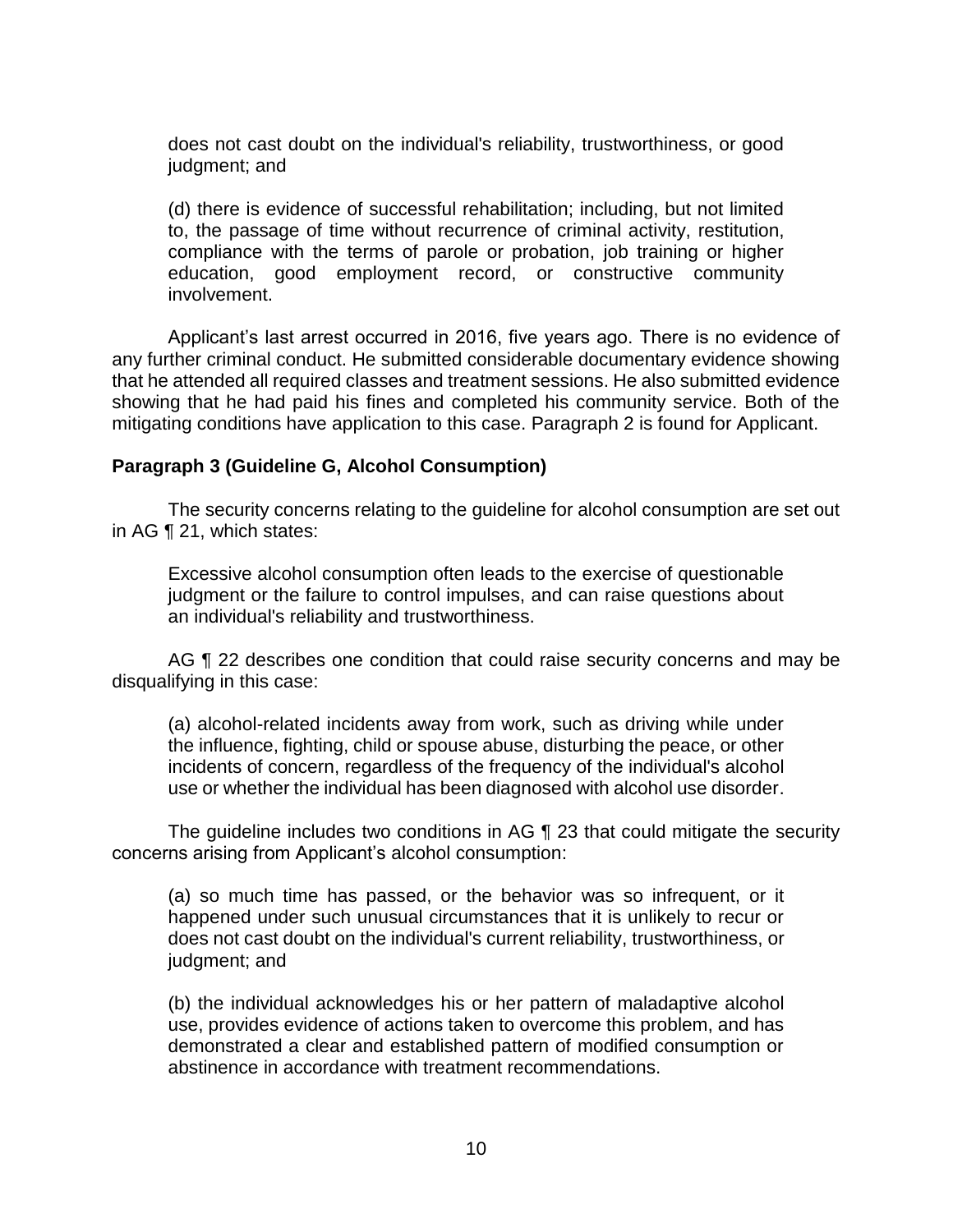does not cast doubt on the individual's reliability, trustworthiness, or good judgment; and

(d) there is evidence of successful rehabilitation; including, but not limited to, the passage of time without recurrence of criminal activity, restitution, compliance with the terms of parole or probation, job training or higher education, good employment record, or constructive community involvement.

Applicant's last arrest occurred in 2016, five years ago. There is no evidence of any further criminal conduct. He submitted considerable documentary evidence showing that he attended all required classes and treatment sessions. He also submitted evidence showing that he had paid his fines and completed his community service. Both of the mitigating conditions have application to this case. Paragraph 2 is found for Applicant.

**Paragraph 3 (Guideline G, Alcohol Consumption)**

The security concerns relating to the guideline for alcohol consumption are set out in AG ¶ 21, which states:

> Excessive alcohol consumption often leads to the exercise of questionable judgment or the failure to control impulses, and can raise questions about an individual's reliability and trustworthiness.

AG ¶ 22 describes one condition that could raise security concerns and may be disqualifying in this case:

> (a) alcohol-related incidents away from work, such as driving while under the influence, fighting, child or spouse abuse, disturbing the peace, or other incidents of concern, regardless of the frequency of the individual's alcohol use or whether the individual has been diagnosed with alcohol use disorder.

The guideline includes two conditions in AG ¶ 23 that could mitigate the security concerns arising from Applicant's alcohol consumption:

> (a) so much time has passed, or the behavior was so infrequent, or it happened under such unusual circumstances that it is unlikely to recur or does not cast doubt on the individual's current reliability, trustworthiness, or judgment; and
>
> (b) the individual acknowledges his or her pattern of maladaptive alcohol use, provides evidence of actions taken to overcome this problem, and has demonstrated a clear and established pattern of modified consumption or abstinence in accordance with treatment recommendations.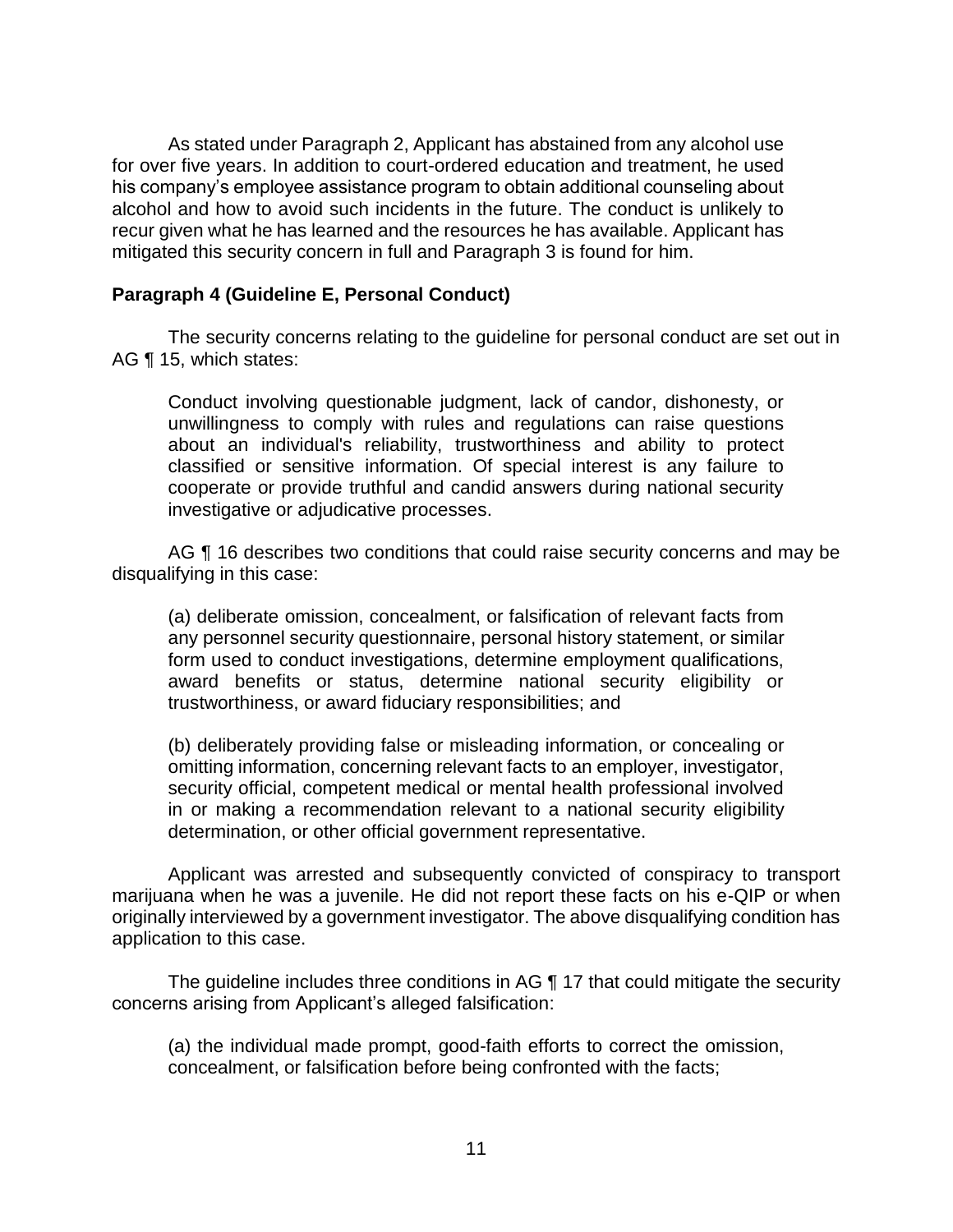As stated under Paragraph 2, Applicant has abstained from any alcohol use for over five years. In addition to court-ordered education and treatment, he used his company's employee assistance program to obtain additional counseling about alcohol and how to avoid such incidents in the future. The conduct is unlikely to recur given what he has learned and the resources he has available. Applicant has mitigated this security concern in full and Paragraph 3 is found for him.

**Paragraph 4 (Guideline E, Personal Conduct)**

The security concerns relating to the guideline for personal conduct are set out in AG ¶ 15, which states:

> Conduct involving questionable judgment, lack of candor, dishonesty, or unwillingness to comply with rules and regulations can raise questions about an individual's reliability, trustworthiness and ability to protect classified or sensitive information. Of special interest is any failure to cooperate or provide truthful and candid answers during national security investigative or adjudicative processes.

AG ¶ 16 describes two conditions that could raise security concerns and may be disqualifying in this case:

> (a) deliberate omission, concealment, or falsification of relevant facts from any personnel security questionnaire, personal history statement, or similar form used to conduct investigations, determine employment qualifications, award benefits or status, determine national security eligibility or trustworthiness, or award fiduciary responsibilities; and
>
> (b) deliberately providing false or misleading information, or concealing or omitting information, concerning relevant facts to an employer, investigator, security official, competent medical or mental health professional involved in or making a recommendation relevant to a national security eligibility determination, or other official government representative.

Applicant was arrested and subsequently convicted of conspiracy to transport marijuana when he was a juvenile. He did not report these facts on his e-QIP or when originally interviewed by a government investigator. The above disqualifying condition has application to this case.

The guideline includes three conditions in AG ¶ 17 that could mitigate the security concerns arising from Applicant's alleged falsification:

> (a) the individual made prompt, good-faith efforts to correct the omission, concealment, or falsification before being confronted with the facts;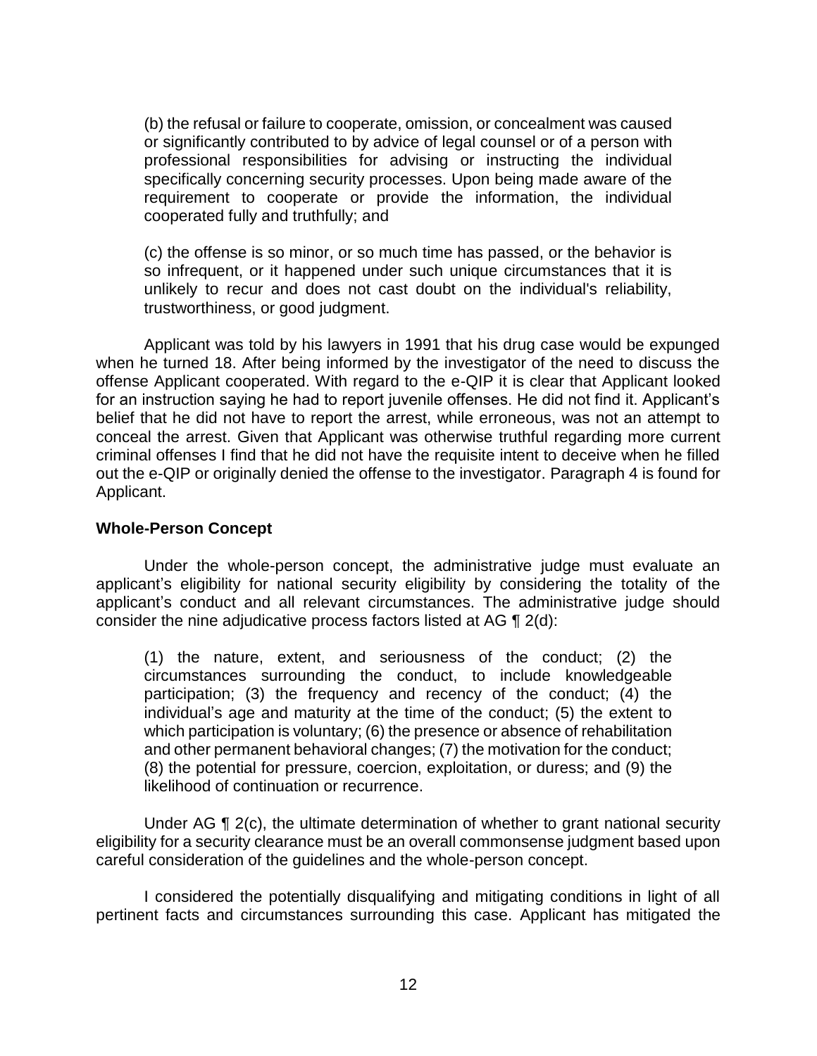> (b) the refusal or failure to cooperate, omission, or concealment was caused or significantly contributed to by advice of legal counsel or of a person with professional responsibilities for advising or instructing the individual specifically concerning security processes. Upon being made aware of the requirement to cooperate or provide the information, the individual cooperated fully and truthfully; and
>
> (c) the offense is so minor, or so much time has passed, or the behavior is so infrequent, or it happened under such unique circumstances that it is unlikely to recur and does not cast doubt on the individual's reliability, trustworthiness, or good judgment.

Applicant was told by his lawyers in 1991 that his drug case would be expunged when he turned 18. After being informed by the investigator of the need to discuss the offense Applicant cooperated. With regard to the e-QIP it is clear that Applicant looked for an instruction saying he had to report juvenile offenses. He did not find it. Applicant's belief that he did not have to report the arrest, while erroneous, was not an attempt to conceal the arrest. Given that Applicant was otherwise truthful regarding more current criminal offenses I find that he did not have the requisite intent to deceive when he filled out the e-QIP or originally denied the offense to the investigator. Paragraph 4 is found for Applicant.

**Whole-Person Concept**

Under the whole-person concept, the administrative judge must evaluate an applicant's eligibility for national security eligibility by considering the totality of the applicant's conduct and all relevant circumstances. The administrative judge should consider the nine adjudicative process factors listed at AG ¶ 2(d):

> (1) the nature, extent, and seriousness of the conduct; (2) the circumstances surrounding the conduct, to include knowledgeable participation; (3) the frequency and recency of the conduct; (4) the individual's age and maturity at the time of the conduct; (5) the extent to which participation is voluntary; (6) the presence or absence of rehabilitation and other permanent behavioral changes; (7) the motivation for the conduct; (8) the potential for pressure, coercion, exploitation, or duress; and (9) the likelihood of continuation or recurrence.

Under AG ¶ 2(c), the ultimate determination of whether to grant national security eligibility for a security clearance must be an overall commonsense judgment based upon careful consideration of the guidelines and the whole-person concept.

I considered the potentially disqualifying and mitigating conditions in light of all pertinent facts and circumstances surrounding this case. Applicant has mitigated the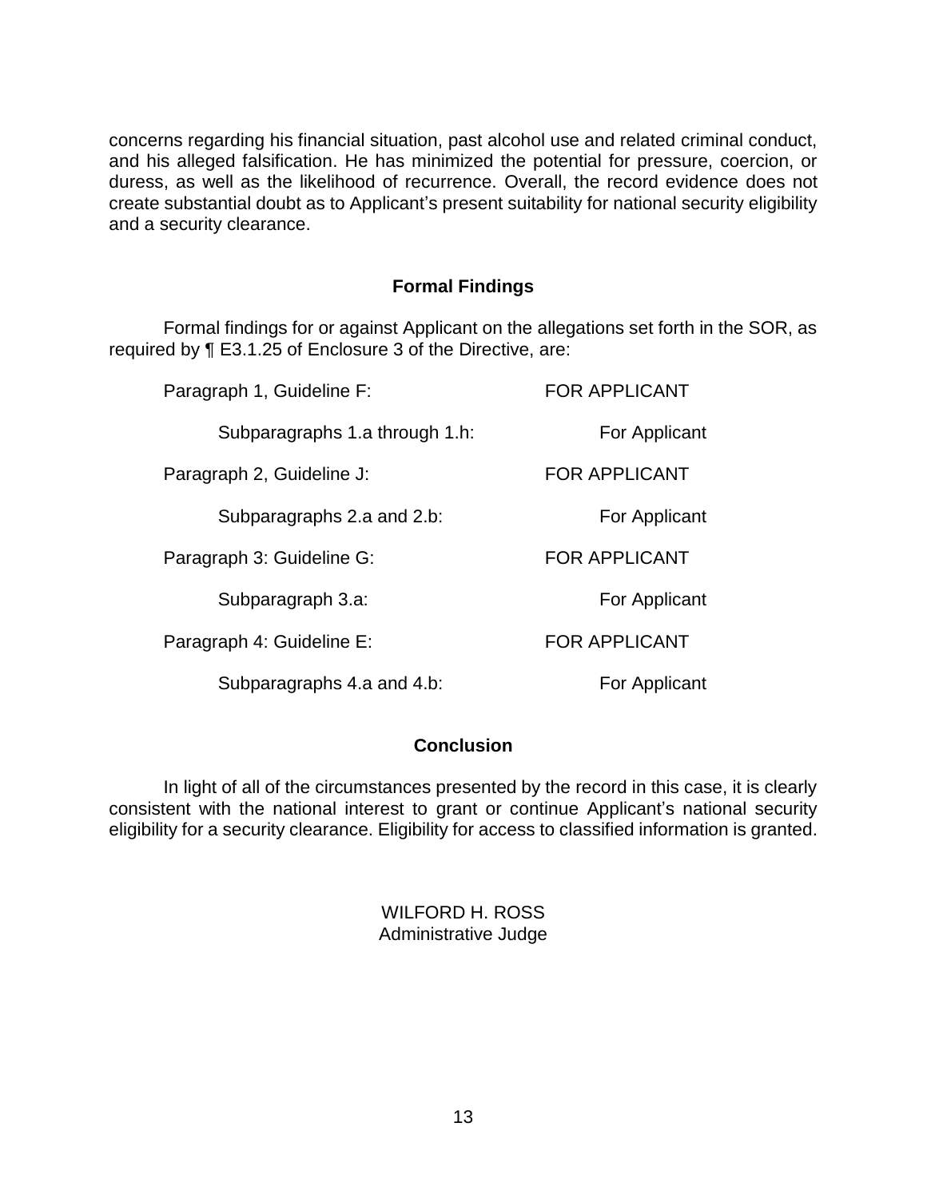concerns regarding his financial situation, past alcohol use and related criminal conduct, and his alleged falsification. He has minimized the potential for pressure, coercion, or duress, as well as the likelihood of recurrence. Overall, the record evidence does not create substantial doubt as to Applicant's present suitability for national security eligibility and a security clearance.

## Formal Findings

Formal findings for or against Applicant on the allegations set forth in the SOR, as required by ¶ E3.1.25 of Enclosure 3 of the Directive, are:

| | |
|---|---|
| Paragraph 1, Guideline F: | FOR APPLICANT |
| Subparagraphs 1.a through 1.h: | For Applicant |
| Paragraph 2, Guideline J: | FOR APPLICANT |
| Subparagraphs 2.a and 2.b: | For Applicant |
| Paragraph 3: Guideline G: | FOR APPLICANT |
| Subparagraph 3.a: | For Applicant |
| Paragraph 4: Guideline E: | FOR APPLICANT |
| Subparagraphs 4.a and 4.b: | For Applicant |

## Conclusion

In light of all of the circumstances presented by the record in this case, it is clearly consistent with the national interest to grant or continue Applicant's national security eligibility for a security clearance. Eligibility for access to classified information is granted.

WILFORD H. ROSS
Administrative Judge